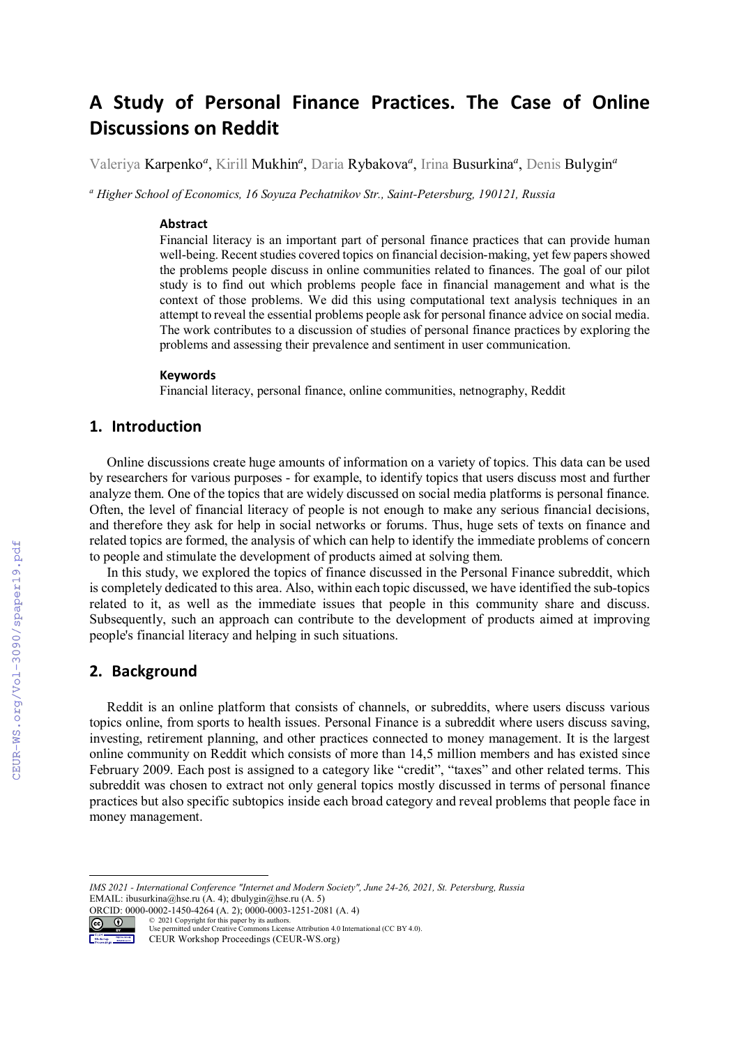# A Study of Personal Finance Practices. The Case of Online Discussions on Reddit

Valeriya Karpenko[a], Kirill Mukhin[a], Daria Rybakova[a], Irina Busurkina[a], Denis Bulygin[a]

[a] *Higher School of Economics, 16 Soyuza Pechatnikov Str., Saint-Petersburg, 190121, Russia*

### Abstract

Financial literacy is an important part of personal finance practices that can provide human well-being. Recent studies covered topics on financial decision-making, yet few papers showed the problems people discuss in online communities related to finances. The goal of our pilot study is to find out which problems people face in financial management and what is the context of those problems. We did this using computational text analysis techniques in an attempt to reveal the essential problems people ask for personal finance advice on social media. The work contributes to a discussion of studies of personal finance practices by exploring the problems and assessing their prevalence and sentiment in user communication.

### Keywords

Financial literacy, personal finance, online communities, netnography, Reddit

## 1. Introduction

Online discussions create huge amounts of information on a variety of topics. This data can be used by researchers for various purposes - for example, to identify topics that users discuss most and further analyze them. One of the topics that are widely discussed on social media platforms is personal finance. Often, the level of financial literacy of people is not enough to make any serious financial decisions, and therefore they ask for help in social networks or forums. Thus, huge sets of texts on finance and related topics are formed, the analysis of which can help to identify the immediate problems of concern to people and stimulate the development of products aimed at solving them.

In this study, we explored the topics of finance discussed in the Personal Finance subreddit, which is completely dedicated to this area. Also, within each topic discussed, we have identified the sub-topics related to it, as well as the immediate issues that people in this community share and discuss. Subsequently, such an approach can contribute to the development of products aimed at improving people's financial literacy and helping in such situations.

## 2. Background

Reddit is an online platform that consists of channels, or subreddits, where users discuss various topics online, from sports to health issues. Personal Finance is a subreddit where users discuss saving, investing, retirement planning, and other practices connected to money management. It is the largest online community on Reddit which consists of more than 14,5 million members and has existed since February 2009. Each post is assigned to a category like "credit", "taxes" and other related terms. This subreddit was chosen to extract not only general topics mostly discussed in terms of personal finance practices but also specific subtopics inside each broad category and reveal problems that people face in money management.

---

*IMS 2021 - International Conference "Internet and Modern Society", June 24-26, 2021, St. Petersburg, Russia*
EMAIL: ibusurkina@hse.ru (A. 4); dbulygin@hse.ru (A. 5)
ORCID: 0000-0002-1450-4264 (A. 2); 0000-0003-1251-2081 (A. 4)
© 2021 Copyright for this paper by its authors.
Use permitted under Creative Commons License Attribution 4.0 International (CC BY 4.0).
CEUR Workshop Proceedings (CEUR-WS.org)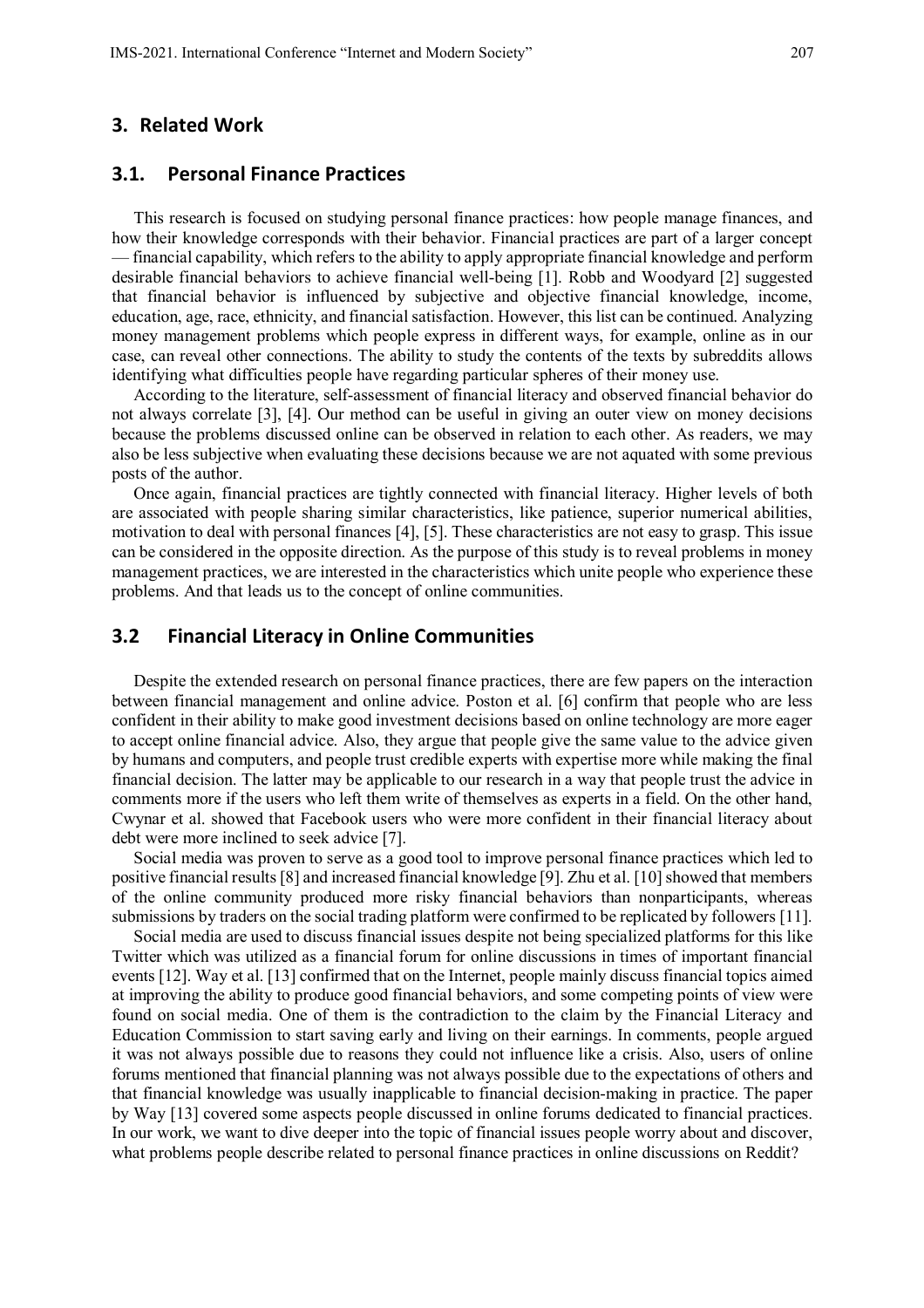## 3. Related Work

### 3.1. Personal Finance Practices

This research is focused on studying personal finance practices: how people manage finances, and how their knowledge corresponds with their behavior. Financial practices are part of a larger concept — financial capability, which refers to the ability to apply appropriate financial knowledge and perform desirable financial behaviors to achieve financial well-being [1]. Robb and Woodyard [2] suggested that financial behavior is influenced by subjective and objective financial knowledge, income, education, age, race, ethnicity, and financial satisfaction. However, this list can be continued. Analyzing money management problems which people express in different ways, for example, online as in our case, can reveal other connections. The ability to study the contents of the texts by subreddits allows identifying what difficulties people have regarding particular spheres of their money use.

According to the literature, self-assessment of financial literacy and observed financial behavior do not always correlate [3], [4]. Our method can be useful in giving an outer view on money decisions because the problems discussed online can be observed in relation to each other. As readers, we may also be less subjective when evaluating these decisions because we are not aquated with some previous posts of the author.

Once again, financial practices are tightly connected with financial literacy. Higher levels of both are associated with people sharing similar characteristics, like patience, superior numerical abilities, motivation to deal with personal finances [4], [5]. These characteristics are not easy to grasp. This issue can be considered in the opposite direction. As the purpose of this study is to reveal problems in money management practices, we are interested in the characteristics which unite people who experience these problems. And that leads us to the concept of online communities.

### 3.2 Financial Literacy in Online Communities

Despite the extended research on personal finance practices, there are few papers on the interaction between financial management and online advice. Poston et al. [6] confirm that people who are less confident in their ability to make good investment decisions based on online technology are more eager to accept online financial advice. Also, they argue that people give the same value to the advice given by humans and computers, and people trust credible experts with expertise more while making the final financial decision. The latter may be applicable to our research in a way that people trust the advice in comments more if the users who left them write of themselves as experts in a field. On the other hand, Cwynar et al. showed that Facebook users who were more confident in their financial literacy about debt were more inclined to seek advice [7].

Social media was proven to serve as a good tool to improve personal finance practices which led to positive financial results [8] and increased financial knowledge [9]. Zhu et al. [10] showed that members of the online community produced more risky financial behaviors than nonparticipants, whereas submissions by traders on the social trading platform were confirmed to be replicated by followers [11].

Social media are used to discuss financial issues despite not being specialized platforms for this like Twitter which was utilized as a financial forum for online discussions in times of important financial events [12]. Way et al. [13] confirmed that on the Internet, people mainly discuss financial topics aimed at improving the ability to produce good financial behaviors, and some competing points of view were found on social media. One of them is the contradiction to the claim by the Financial Literacy and Education Commission to start saving early and living on their earnings. In comments, people argued it was not always possible due to reasons they could not influence like a crisis. Also, users of online forums mentioned that financial planning was not always possible due to the expectations of others and that financial knowledge was usually inapplicable to financial decision-making in practice. The paper by Way [13] covered some aspects people discussed in online forums dedicated to financial practices. In our work, we want to dive deeper into the topic of financial issues people worry about and discover, what problems people describe related to personal finance practices in online discussions on Reddit?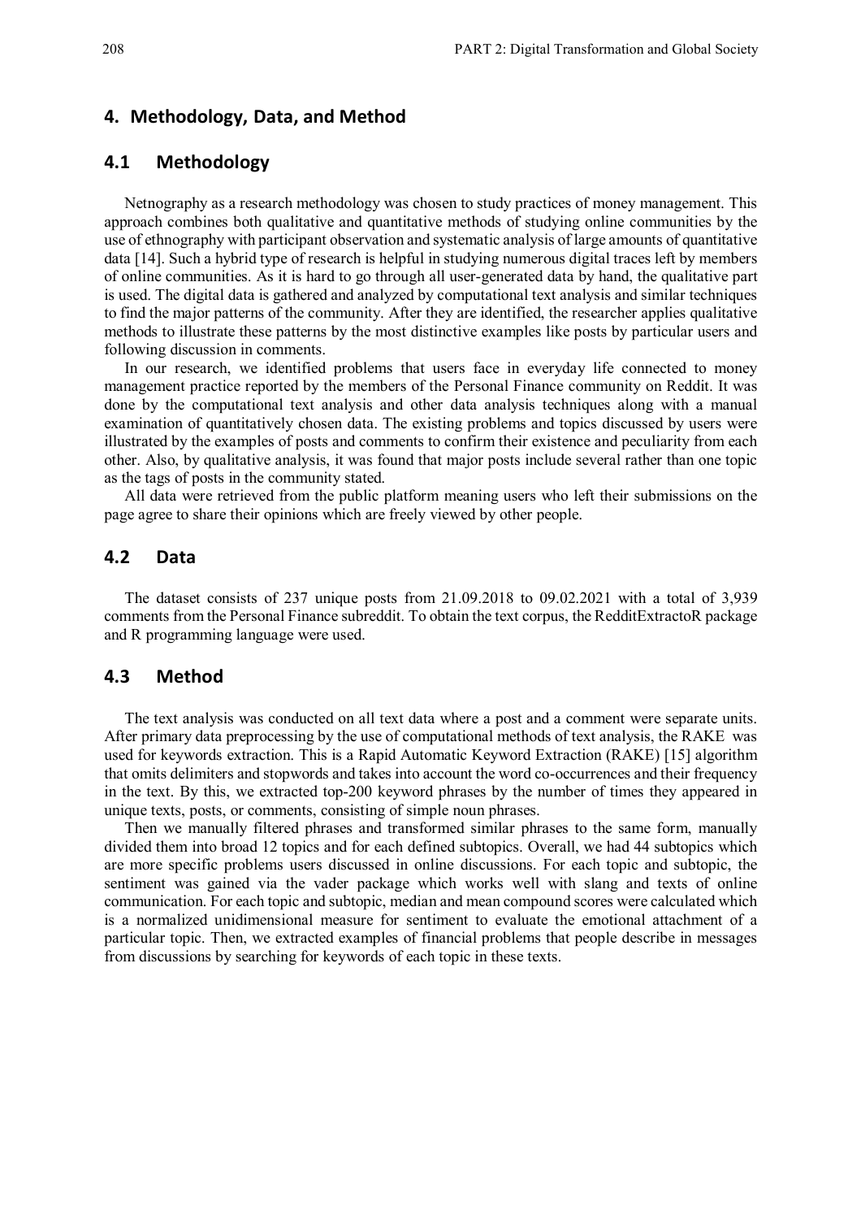## 4. Methodology, Data, and Method

### 4.1 Methodology

Netnography as a research methodology was chosen to study practices of money management. This approach combines both qualitative and quantitative methods of studying online communities by the use of ethnography with participant observation and systematic analysis of large amounts of quantitative data [14]. Such a hybrid type of research is helpful in studying numerous digital traces left by members of online communities. As it is hard to go through all user-generated data by hand, the qualitative part is used. The digital data is gathered and analyzed by computational text analysis and similar techniques to find the major patterns of the community. After they are identified, the researcher applies qualitative methods to illustrate these patterns by the most distinctive examples like posts by particular users and following discussion in comments.

In our research, we identified problems that users face in everyday life connected to money management practice reported by the members of the Personal Finance community on Reddit. It was done by the computational text analysis and other data analysis techniques along with a manual examination of quantitatively chosen data. The existing problems and topics discussed by users were illustrated by the examples of posts and comments to confirm their existence and peculiarity from each other. Also, by qualitative analysis, it was found that major posts include several rather than one topic as the tags of posts in the community stated.

All data were retrieved from the public platform meaning users who left their submissions on the page agree to share their opinions which are freely viewed by other people.

### 4.2 Data

The dataset consists of 237 unique posts from 21.09.2018 to 09.02.2021 with a total of 3,939 comments from the Personal Finance subreddit. To obtain the text corpus, the RedditExtractoR package and R programming language were used.

### 4.3 Method

The text analysis was conducted on all text data where a post and a comment were separate units. After primary data preprocessing by the use of computational methods of text analysis, the RAKE was used for keywords extraction. This is a Rapid Automatic Keyword Extraction (RAKE) [15] algorithm that omits delimiters and stopwords and takes into account the word co-occurrences and their frequency in the text. By this, we extracted top-200 keyword phrases by the number of times they appeared in unique texts, posts, or comments, consisting of simple noun phrases.

Then we manually filtered phrases and transformed similar phrases to the same form, manually divided them into broad 12 topics and for each defined subtopics. Overall, we had 44 subtopics which are more specific problems users discussed in online discussions. For each topic and subtopic, the sentiment was gained via the vader package which works well with slang and texts of online communication. For each topic and subtopic, median and mean compound scores were calculated which is a normalized unidimensional measure for sentiment to evaluate the emotional attachment of a particular topic. Then, we extracted examples of financial problems that people describe in messages from discussions by searching for keywords of each topic in these texts.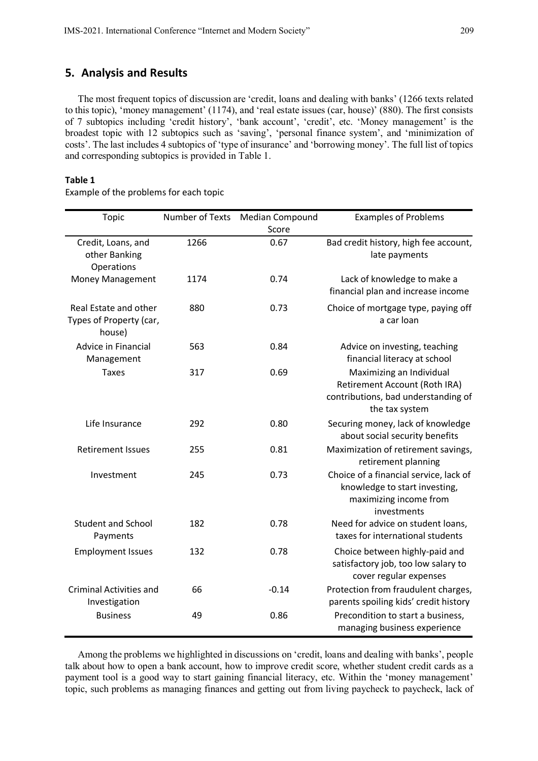## 5. Analysis and Results

The most frequent topics of discussion are 'credit, loans and dealing with banks' (1266 texts related to this topic), 'money management' (1174), and 'real estate issues (car, house)' (880). The first consists of 7 subtopics including 'credit history', 'bank account', 'credit', etc. 'Money management' is the broadest topic with 12 subtopics such as 'saving', 'personal finance system', and 'minimization of costs'. The last includes 4 subtopics of 'type of insurance' and 'borrowing money'. The full list of topics and corresponding subtopics is provided in Table 1.

**Table 1**

Example of the problems for each topic

| Topic | Number of Texts | Median Compound Score | Examples of Problems |
| --- | --- | --- | --- |
| Credit, Loans, and other Banking Operations | 1266 | 0.67 | Bad credit history, high fee account, late payments |
| Money Management | 1174 | 0.74 | Lack of knowledge to make a financial plan and increase income |
| Real Estate and other Types of Property (car, house) | 880 | 0.73 | Choice of mortgage type, paying off a car loan |
| Advice in Financial Management | 563 | 0.84 | Advice on investing, teaching financial literacy at school |
| Taxes | 317 | 0.69 | Maximizing an Individual Retirement Account (Roth IRA) contributions, bad understanding of the tax system |
| Life Insurance | 292 | 0.80 | Securing money, lack of knowledge about social security benefits |
| Retirement Issues | 255 | 0.81 | Maximization of retirement savings, retirement planning |
| Investment | 245 | 0.73 | Choice of a financial service, lack of knowledge to start investing, maximizing income from investments |
| Student and School Payments | 182 | 0.78 | Need for advice on student loans, taxes for international students |
| Employment Issues | 132 | 0.78 | Choice between highly-paid and satisfactory job, too low salary to cover regular expenses |
| Criminal Activities and Investigation | 66 | -0.14 | Protection from fraudulent charges, parents spoiling kids' credit history |
| Business | 49 | 0.86 | Precondition to start a business, managing business experience |

Among the problems we highlighted in discussions on 'credit, loans and dealing with banks', people talk about how to open a bank account, how to improve credit score, whether student credit cards as a payment tool is a good way to start gaining financial literacy, etc. Within the 'money management' topic, such problems as managing finances and getting out from living paycheck to paycheck, lack of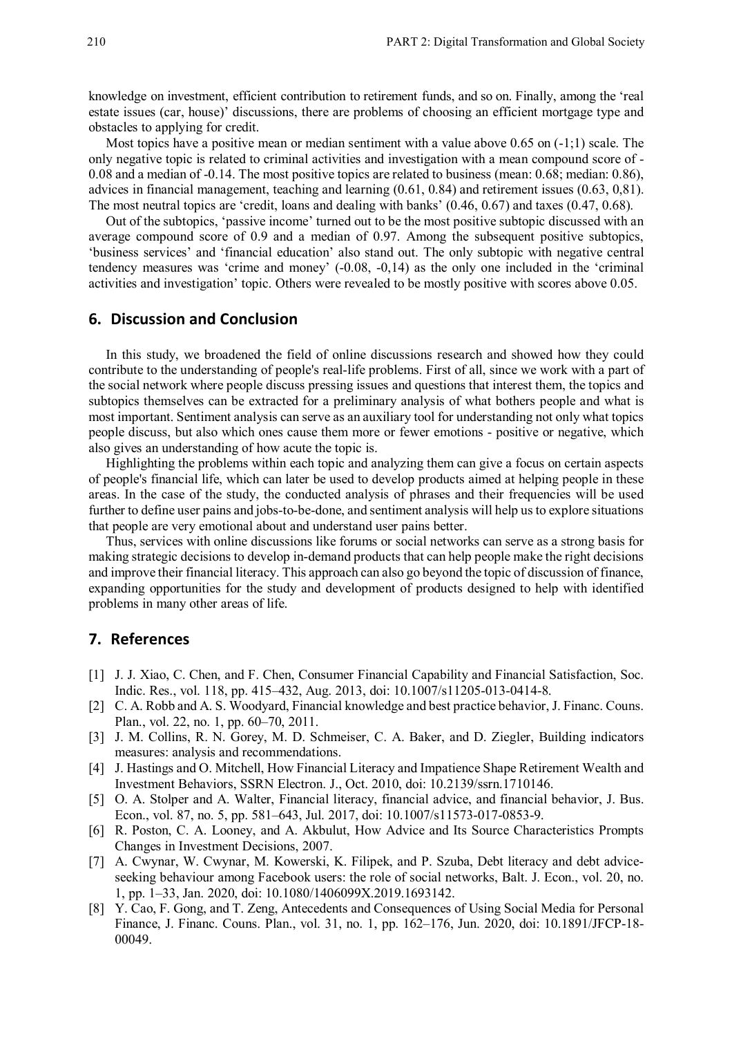knowledge on investment, efficient contribution to retirement funds, and so on. Finally, among the 'real estate issues (car, house)' discussions, there are problems of choosing an efficient mortgage type and obstacles to applying for credit.

Most topics have a positive mean or median sentiment with a value above 0.65 on (-1;1) scale. The only negative topic is related to criminal activities and investigation with a mean compound score of -0.08 and a median of -0.14. The most positive topics are related to business (mean: 0.68; median: 0.86), advices in financial management, teaching and learning (0.61, 0.84) and retirement issues (0.63, 0,81). The most neutral topics are 'credit, loans and dealing with banks' (0.46, 0.67) and taxes (0.47, 0.68).

Out of the subtopics, 'passive income' turned out to be the most positive subtopic discussed with an average compound score of 0.9 and a median of 0.97. Among the subsequent positive subtopics, 'business services' and 'financial education' also stand out. The only subtopic with negative central tendency measures was 'crime and money' (-0.08, -0,14) as the only one included in the 'criminal activities and investigation' topic. Others were revealed to be mostly positive with scores above 0.05.

## 6. Discussion and Conclusion

In this study, we broadened the field of online discussions research and showed how they could contribute to the understanding of people's real-life problems. First of all, since we work with a part of the social network where people discuss pressing issues and questions that interest them, the topics and subtopics themselves can be extracted for a preliminary analysis of what bothers people and what is most important. Sentiment analysis can serve as an auxiliary tool for understanding not only what topics people discuss, but also which ones cause them more or fewer emotions - positive or negative, which also gives an understanding of how acute the topic is.

Highlighting the problems within each topic and analyzing them can give a focus on certain aspects of people's financial life, which can later be used to develop products aimed at helping people in these areas. In the case of the study, the conducted analysis of phrases and their frequencies will be used further to define user pains and jobs-to-be-done, and sentiment analysis will help us to explore situations that people are very emotional about and understand user pains better.

Thus, services with online discussions like forums or social networks can serve as a strong basis for making strategic decisions to develop in-demand products that can help people make the right decisions and improve their financial literacy. This approach can also go beyond the topic of discussion of finance, expanding opportunities for the study and development of products designed to help with identified problems in many other areas of life.

## 7. References

[1] J. J. Xiao, C. Chen, and F. Chen, Consumer Financial Capability and Financial Satisfaction, Soc. Indic. Res., vol. 118, pp. 415–432, Aug. 2013, doi: 10.1007/s11205-013-0414-8.

[2] C. A. Robb and A. S. Woodyard, Financial knowledge and best practice behavior, J. Financ. Couns. Plan., vol. 22, no. 1, pp. 60–70, 2011.

[3] J. M. Collins, R. N. Gorey, M. D. Schmeiser, C. A. Baker, and D. Ziegler, Building indicators measures: analysis and recommendations.

[4] J. Hastings and O. Mitchell, How Financial Literacy and Impatience Shape Retirement Wealth and Investment Behaviors, SSRN Electron. J., Oct. 2010, doi: 10.2139/ssrn.1710146.

[5] O. A. Stolper and A. Walter, Financial literacy, financial advice, and financial behavior, J. Bus. Econ., vol. 87, no. 5, pp. 581–643, Jul. 2017, doi: 10.1007/s11573-017-0853-9.

[6] R. Poston, C. A. Looney, and A. Akbulut, How Advice and Its Source Characteristics Prompts Changes in Investment Decisions, 2007.

[7] A. Cwynar, W. Cwynar, M. Kowerski, K. Filipek, and P. Szuba, Debt literacy and debt advice-seeking behaviour among Facebook users: the role of social networks, Balt. J. Econ., vol. 20, no. 1, pp. 1–33, Jan. 2020, doi: 10.1080/1406099X.2019.1693142.

[8] Y. Cao, F. Gong, and T. Zeng, Antecedents and Consequences of Using Social Media for Personal Finance, J. Financ. Couns. Plan., vol. 31, no. 1, pp. 162–176, Jun. 2020, doi: 10.1891/JFCP-18-00049.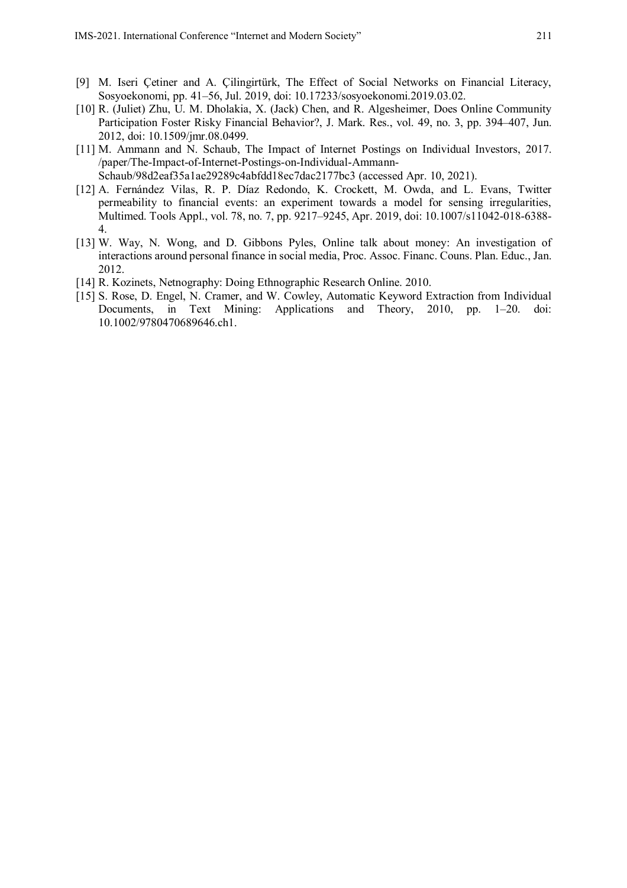[9] M. Iseri Çetiner and A. Çilingirtürk, The Effect of Social Networks on Financial Literacy, Sosyoekonomi, pp. 41–56, Jul. 2019, doi: 10.17233/sosyoekonomi.2019.03.02.

[10] R. (Juliet) Zhu, U. M. Dholakia, X. (Jack) Chen, and R. Algesheimer, Does Online Community Participation Foster Risky Financial Behavior?, J. Mark. Res., vol. 49, no. 3, pp. 394–407, Jun. 2012, doi: 10.1509/jmr.08.0499.

[11] M. Ammann and N. Schaub, The Impact of Internet Postings on Individual Investors, 2017. /paper/The-Impact-of-Internet-Postings-on-Individual-Ammann-Schaub/98d2eaf35a1ae29289c4abfdd18ec7dac2177bc3 (accessed Apr. 10, 2021).

[12] A. Fernández Vilas, R. P. Díaz Redondo, K. Crockett, M. Owda, and L. Evans, Twitter permeability to financial events: an experiment towards a model for sensing irregularities, Multimed. Tools Appl., vol. 78, no. 7, pp. 9217–9245, Apr. 2019, doi: 10.1007/s11042-018-6388-4.

[13] W. Way, N. Wong, and D. Gibbons Pyles, Online talk about money: An investigation of interactions around personal finance in social media, Proc. Assoc. Financ. Couns. Plan. Educ., Jan. 2012.

[14] R. Kozinets, Netnography: Doing Ethnographic Research Online. 2010.

[15] S. Rose, D. Engel, N. Cramer, and W. Cowley, Automatic Keyword Extraction from Individual Documents, in Text Mining: Applications and Theory, 2010, pp. 1–20. doi: 10.1002/9780470689646.ch1.